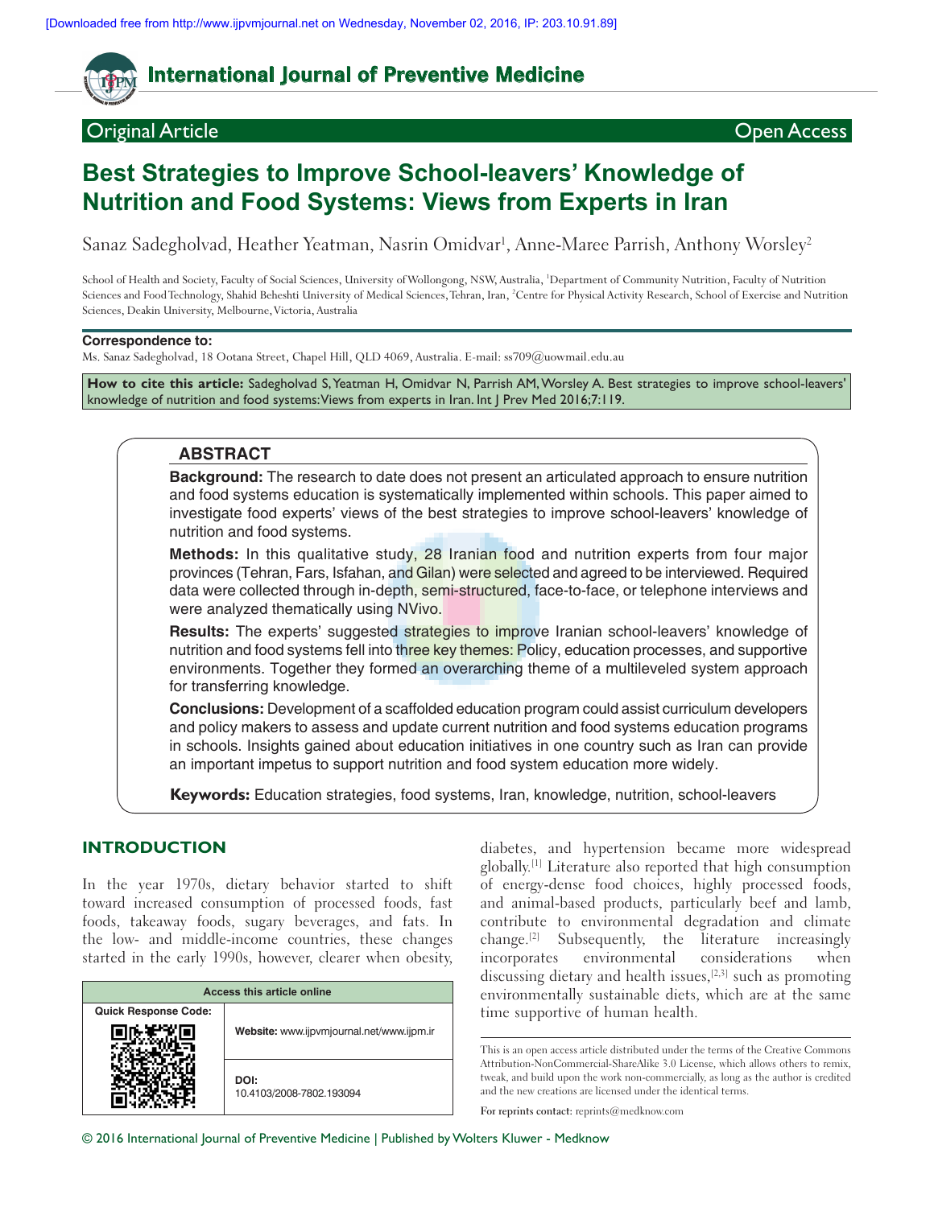# Best Strategies to Improve School-leavers' Knowledge of Nutrition and Food Systems: Views from Experts in Iran

Sanaz Sadegholvad, Heather Yeatman, Nasrin Omidvar[1], Anne-Maree Parrish, Anthony Worsley[2]

School of Health and Society, Faculty of Social Sciences, University of Wollongong, NSW, Australia, [1]Department of Community Nutrition, Faculty of Nutrition Sciences and Food Technology, Shahid Beheshti University of Medical Sciences, Tehran, Iran, [2]Centre for Physical Activity Research, School of Exercise and Nutrition Sciences, Deakin University, Melbourne, Victoria, Australia

**Correspondence to:**
Ms. Sanaz Sadegholvad, 18 Ootana Street, Chapel Hill, QLD 4069, Australia. E-mail: ss709@uowmail.edu.au

**How to cite this article:** Sadegholvad S, Yeatman H, Omidvar N, Parrish AM, Worsley A. Best strategies to improve school-leavers' knowledge of nutrition and food systems: Views from experts in Iran. Int J Prev Med 2016;7:119.

## ABSTRACT

**Background:** The research to date does not present an articulated approach to ensure nutrition and food systems education is systematically implemented within schools. This paper aimed to investigate food experts' views of the best strategies to improve school-leavers' knowledge of nutrition and food systems.

**Methods:** In this qualitative study, 28 Iranian food and nutrition experts from four major provinces (Tehran, Fars, Isfahan, and Gilan) were selected and agreed to be interviewed. Required data were collected through in-depth, semi-structured, face-to-face, or telephone interviews and were analyzed thematically using NVivo.

**Results:** The experts' suggested strategies to improve Iranian school-leavers' knowledge of nutrition and food systems fell into three key themes: Policy, education processes, and supportive environments. Together they formed an overarching theme of a multileveled system approach for transferring knowledge.

**Conclusions:** Development of a scaffolded education program could assist curriculum developers and policy makers to assess and update current nutrition and food systems education programs in schools. Insights gained about education initiatives in one country such as Iran can provide an important impetus to support nutrition and food system education more widely.

**Keywords:** Education strategies, food systems, Iran, knowledge, nutrition, school-leavers

## INTRODUCTION

In the year 1970s, dietary behavior started to shift toward increased consumption of processed foods, fast foods, takeaway foods, sugary beverages, and fats. In the low- and middle-income countries, these changes started in the early 1990s, however, clearer when obesity, diabetes, and hypertension became more widespread globally.[1] Literature also reported that high consumption of energy-dense food choices, highly processed foods, and animal-based products, particularly beef and lamb, contribute to environmental degradation and climate change.[2] Subsequently, the literature increasingly incorporates environmental considerations when discussing dietary and health issues,[2,3] such as promoting environmentally sustainable diets, which are at the same time supportive of human health.

| Access this article online | |
|---|---|
| Quick Response Code: | Website: www.ijpvmjournal.net/www.ijpm.ir |
| | DOI: 10.4103/2008-7802.193094 |

This is an open access article distributed under the terms of the Creative Commons Attribution-NonCommercial-ShareAlike 3.0 License, which allows others to remix, tweak, and build upon the work non-commercially, as long as the author is credited and the new creations are licensed under the identical terms.

For reprints contact: reprints@medknow.com

© 2016 International Journal of Preventive Medicine | Published by Wolters Kluwer - Medknow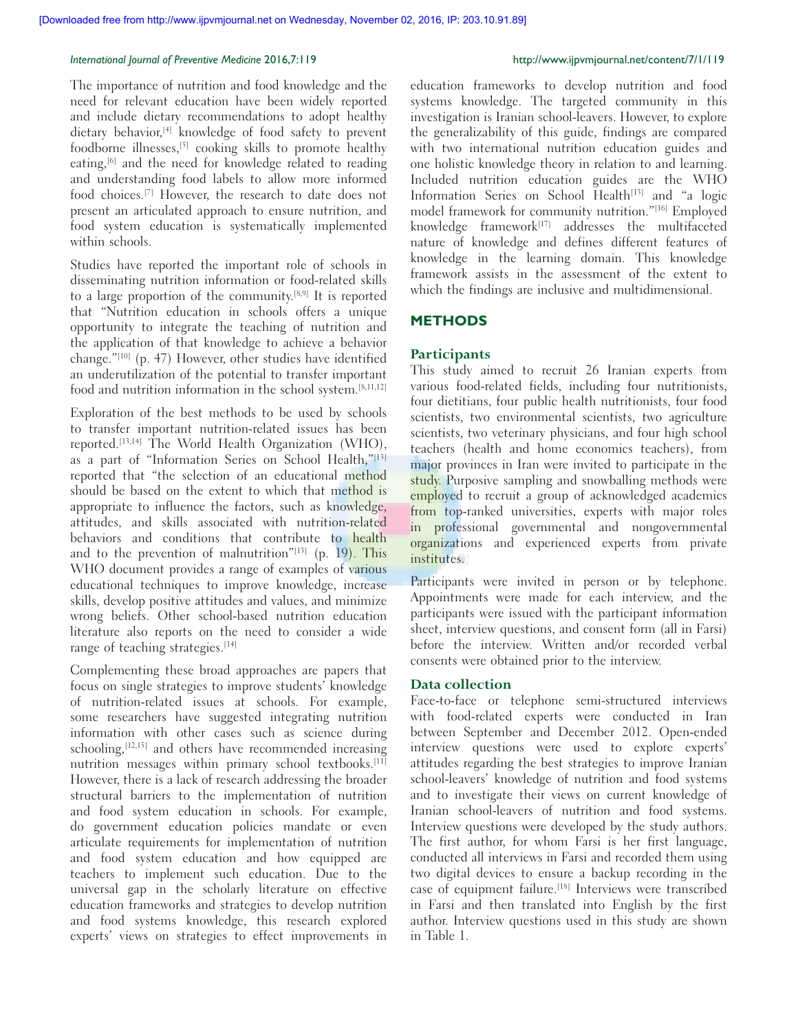The importance of nutrition and food knowledge and the need for relevant education have been widely reported and include dietary recommendations to adopt healthy dietary behavior,[4] knowledge of food safety to prevent foodborne illnesses,[5] cooking skills to promote healthy eating,[6] and the need for knowledge related to reading and understanding food labels to allow more informed food choices.[7] However, the research to date does not present an articulated approach to ensure nutrition, and food system education is systematically implemented within schools.

Studies have reported the important role of schools in disseminating nutrition information or food-related skills to a large proportion of the community.[8,9] It is reported that "Nutrition education in schools offers a unique opportunity to integrate the teaching of nutrition and the application of that knowledge to achieve a behavior change."[10] (p. 47) However, other studies have identified an underutilization of the potential to transfer important food and nutrition information in the school system.[8,11,12]

Exploration of the best methods to be used by schools to transfer important nutrition-related issues has been reported.[13,14] The World Health Organization (WHO), as a part of "Information Series on School Health,"[13] reported that "the selection of an educational method should be based on the extent to which that method is appropriate to influence the factors, such as knowledge, attitudes, and skills associated with nutrition-related behaviors and conditions that contribute to health and to the prevention of malnutrition"[13] (p. 19). This WHO document provides a range of examples of various educational techniques to improve knowledge, increase skills, develop positive attitudes and values, and minimize wrong beliefs. Other school-based nutrition education literature also reports on the need to consider a wide range of teaching strategies.[14]

Complementing these broad approaches are papers that focus on single strategies to improve students' knowledge of nutrition-related issues at schools. For example, some researchers have suggested integrating nutrition information with other cases such as science during schooling,[12,15] and others have recommended increasing nutrition messages within primary school textbooks.[11] However, there is a lack of research addressing the broader structural barriers to the implementation of nutrition and food system education in schools. For example, do government education policies mandate or even articulate requirements for implementation of nutrition and food system education and how equipped are teachers to implement such education. Due to the universal gap in the scholarly literature on effective education frameworks and strategies to develop nutrition and food systems knowledge, this research explored experts' views on strategies to effect improvements in education frameworks to develop nutrition and food systems knowledge. The targeted community in this investigation is Iranian school-leavers. However, to explore the generalizability of this guide, findings are compared with two international nutrition education guides and one holistic knowledge theory in relation to and learning. Included nutrition education guides are the WHO Information Series on School Health[13] and "a logic model framework for community nutrition."[16] Employed knowledge framework[17] addresses the multifaceted nature of knowledge and defines different features of knowledge in the learning domain. This knowledge framework assists in the assessment of the extent to which the findings are inclusive and multidimensional.

## METHODS

### Participants

This study aimed to recruit 26 Iranian experts from various food-related fields, including four nutritionists, four dietitians, four public health nutritionists, four food scientists, two environmental scientists, two agriculture scientists, two veterinary physicians, and four high school teachers (health and home economics teachers), from major provinces in Iran were invited to participate in the study. Purposive sampling and snowballing methods were employed to recruit a group of acknowledged academics from top-ranked universities, experts with major roles in professional governmental and nongovernmental organizations and experienced experts from private institutes.

Participants were invited in person or by telephone. Appointments were made for each interview, and the participants were issued with the participant information sheet, interview questions, and consent form (all in Farsi) before the interview. Written and/or recorded verbal consents were obtained prior to the interview.

### Data collection

Face-to-face or telephone semi-structured interviews with food-related experts were conducted in Iran between September and December 2012. Open-ended interview questions were used to explore experts' attitudes regarding the best strategies to improve Iranian school-leavers' knowledge of nutrition and food systems and to investigate their views on current knowledge of Iranian school-leavers of nutrition and food systems. Interview questions were developed by the study authors. The first author, for whom Farsi is her first language, conducted all interviews in Farsi and recorded them using two digital devices to ensure a backup recording in the case of equipment failure.[18] Interviews were transcribed in Farsi and then translated into English by the first author. Interview questions used in this study are shown in Table 1.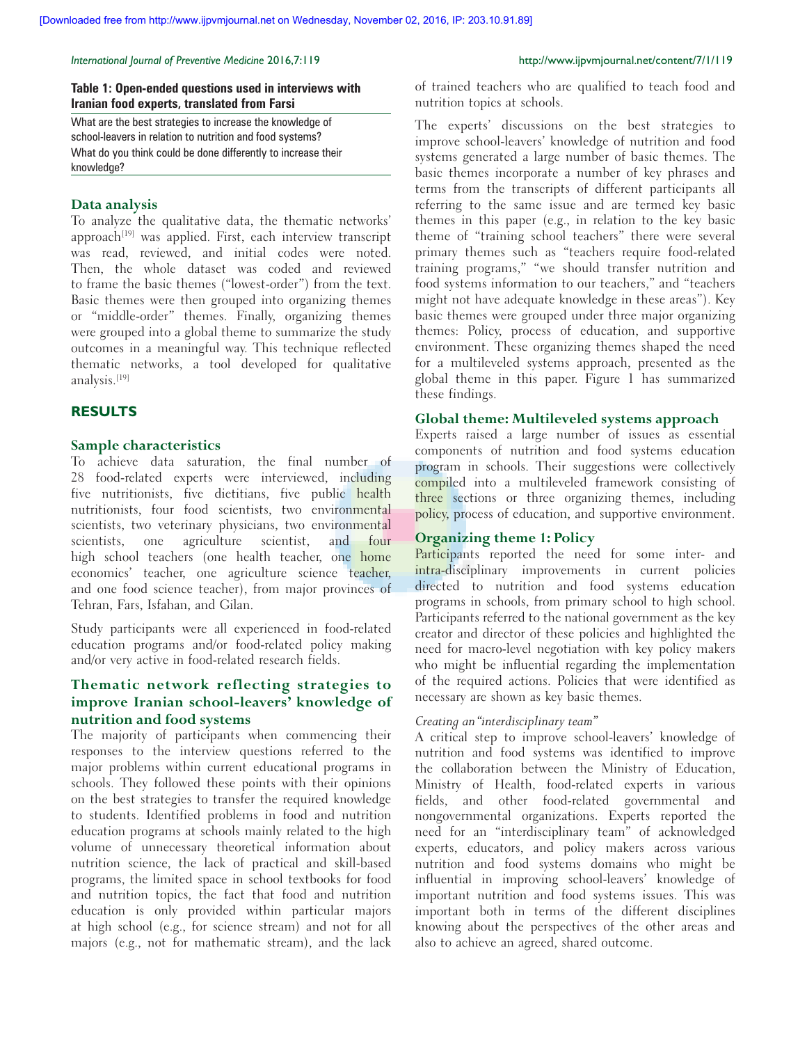**Table 1: Open-ended questions used in interviews with Iranian food experts, translated from Farsi**

| |
|---|
| What are the best strategies to increase the knowledge of school-leavers in relation to nutrition and food systems? |
| What do you think could be done differently to increase their knowledge? |

### Data analysis

To analyze the qualitative data, the thematic networks' approach[19] was applied. First, each interview transcript was read, reviewed, and initial codes were noted. Then, the whole dataset was coded and reviewed to frame the basic themes ("lowest-order") from the text. Basic themes were then grouped into organizing themes or "middle-order" themes. Finally, organizing themes were grouped into a global theme to summarize the study outcomes in a meaningful way. This technique reflected thematic networks, a tool developed for qualitative analysis.[19]

## RESULTS

### Sample characteristics

To achieve data saturation, the final number of 28 food-related experts were interviewed, including five nutritionists, five dietitians, five public health nutritionists, four food scientists, two environmental scientists, two veterinary physicians, two environmental scientists, one agriculture scientist, and four high school teachers (one health teacher, one home economics' teacher, one agriculture science teacher, and one food science teacher), from major provinces of Tehran, Fars, Isfahan, and Gilan.

Study participants were all experienced in food-related education programs and/or food-related policy making and/or very active in food-related research fields.

### Thematic network reflecting strategies to improve Iranian school-leavers' knowledge of nutrition and food systems

The majority of participants when commencing their responses to the interview questions referred to the major problems within current educational programs in schools. They followed these points with their opinions on the best strategies to transfer the required knowledge to students. Identified problems in food and nutrition education programs at schools mainly related to the high volume of unnecessary theoretical information about nutrition science, the lack of practical and skill-based programs, the limited space in school textbooks for food and nutrition topics, the fact that food and nutrition education is only provided within particular majors at high school (e.g., for science stream) and not for all majors (e.g., not for mathematic stream), and the lack of trained teachers who are qualified to teach food and nutrition topics at schools.

The experts' discussions on the best strategies to improve school-leavers' knowledge of nutrition and food systems generated a large number of basic themes. The basic themes incorporate a number of key phrases and terms from the transcripts of different participants all referring to the same issue and are termed key basic themes in this paper (e.g., in relation to the key basic theme of "training school teachers" there were several primary themes such as "teachers require food-related training programs," "we should transfer nutrition and food systems information to our teachers," and "teachers might not have adequate knowledge in these areas"). Key basic themes were grouped under three major organizing themes: Policy, process of education, and supportive environment. These organizing themes shaped the need for a multileveled systems approach, presented as the global theme in this paper. Figure 1 has summarized these findings.

### Global theme: Multileveled systems approach

Experts raised a large number of issues as essential components of nutrition and food systems education program in schools. Their suggestions were collectively compiled into a multileveled framework consisting of three sections or three organizing themes, including policy, process of education, and supportive environment.

### Organizing theme 1: Policy

Participants reported the need for some inter- and intra-disciplinary improvements in current policies directed to nutrition and food systems education programs in schools, from primary school to high school. Participants referred to the national government as the key creator and director of these policies and highlighted the need for macro-level negotiation with key policy makers who might be influential regarding the implementation of the required actions. Policies that were identified as necessary are shown as key basic themes.

*Creating an "interdisciplinary team"*

A critical step to improve school-leavers' knowledge of nutrition and food systems was identified to improve the collaboration between the Ministry of Education, Ministry of Health, food-related experts in various fields, and other food-related governmental and nongovernmental organizations. Experts reported the need for an "interdisciplinary team" of acknowledged experts, educators, and policy makers across various nutrition and food systems domains who might be influential in improving school-leavers' knowledge of important nutrition and food systems issues. This was important both in terms of the different disciplines knowing about the perspectives of the other areas and also to achieve an agreed, shared outcome.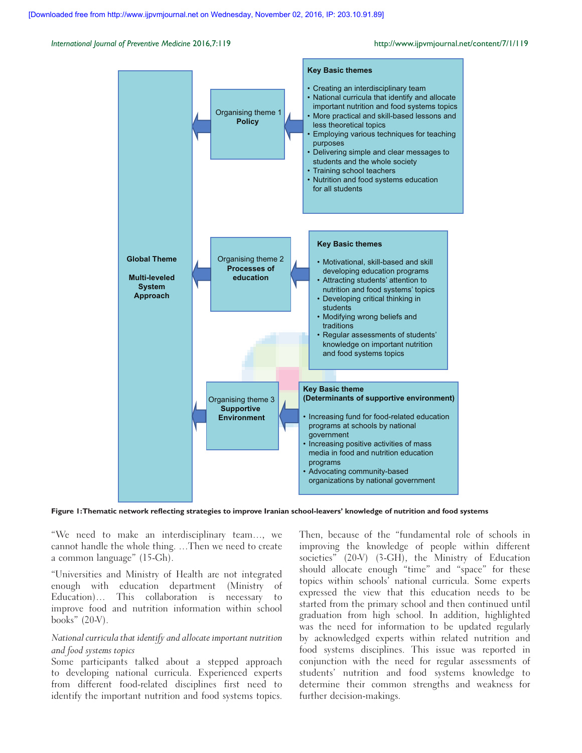Global Theme

Multi-leveled System Approach

Organising theme 1
**Policy**

**Key Basic themes**

- Creating an interdisciplinary team
- National curricula that identify and allocate important nutrition and food systems topics
- More practical and skill-based lessons and less theoretical topics
- Employing various techniques for teaching purposes
- Delivering simple and clear messages to students and the whole society
- Training school teachers
- Nutrition and food systems education for all students

Organising theme 2
**Processes of education**

**Key Basic themes**

- Motivational, skill-based and skill developing education programs
- Attracting students' attention to nutrition and food systems' topics
- Developing critical thinking in students
- Modifying wrong beliefs and traditions
- Regular assessments of students' knowledge on important nutrition and food systems topics

Organising theme 3
**Supportive Environment**

**Key Basic theme (Determinants of supportive environment)**

- Increasing fund for food-related education programs at schools by national government
- Increasing positive activities of mass media in food and nutrition education programs
- Advocating community-based organizations by national government

**Figure 1: Thematic network reflecting strategies to improve Iranian school-leavers' knowledge of nutrition and food systems**

"We need to make an interdisciplinary team..., we cannot handle the whole thing. ...Then we need to create a common language" (15-Gh).

"Universities and Ministry of Health are not integrated enough with education department (Ministry of Education)... This collaboration is necessary to improve food and nutrition information within school books" (20-V).

*National curricula that identify and allocate important nutrition and food systems topics*

Some participants talked about a stepped approach to developing national curricula. Experienced experts from different food-related disciplines first need to identify the important nutrition and food systems topics. Then, because of the "fundamental role of schools in improving the knowledge of people within different societies" (20-V) (3-GH), the Ministry of Education should allocate enough "time" and "space" for these topics within schools' national curricula. Some experts expressed the view that this education needs to be started from the primary school and then continued until graduation from high school. In addition, highlighted was the need for information to be updated regularly by acknowledged experts within related nutrition and food systems disciplines. This issue was reported in conjunction with the need for regular assessments of students' nutrition and food systems knowledge to determine their common strengths and weakness for further decision-makings.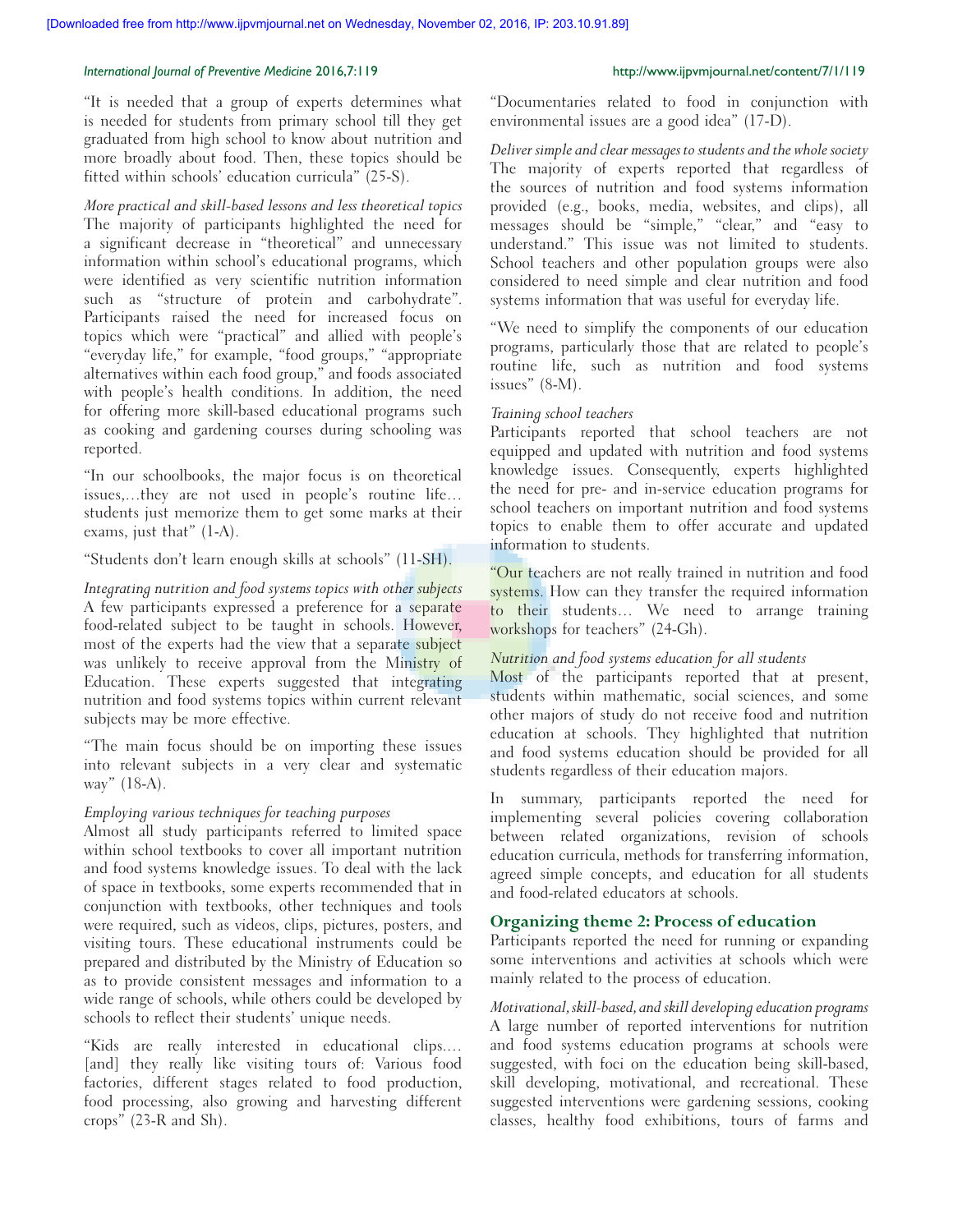"It is needed that a group of experts determines what is needed for students from primary school till they get graduated from high school to know about nutrition and more broadly about food. Then, these topics should be fitted within schools' education curricula" (25-S).

*More practical and skill-based lessons and less theoretical topics*
The majority of participants highlighted the need for a significant decrease in "theoretical" and unnecessary information within school's educational programs, which were identified as very scientific nutrition information such as "structure of protein and carbohydrate". Participants raised the need for increased focus on topics which were "practical" and allied with people's "everyday life," for example, "food groups," "appropriate alternatives within each food group," and foods associated with people's health conditions. In addition, the need for offering more skill-based educational programs such as cooking and gardening courses during schooling was reported.

"In our schoolbooks, the major focus is on theoretical issues,…they are not used in people's routine life… students just memorize them to get some marks at their exams, just that" (1-A).

"Students don't learn enough skills at schools" (11-SH).

*Integrating nutrition and food systems topics with other subjects*
A few participants expressed a preference for a separate food-related subject to be taught in schools. However, most of the experts had the view that a separate subject was unlikely to receive approval from the Ministry of Education. These experts suggested that integrating nutrition and food systems topics within current relevant subjects may be more effective.

"The main focus should be on importing these issues into relevant subjects in a very clear and systematic way" (18-A).

*Employing various techniques for teaching purposes*
Almost all study participants referred to limited space within school textbooks to cover all important nutrition and food systems knowledge issues. To deal with the lack of space in textbooks, some experts recommended that in conjunction with textbooks, other techniques and tools were required, such as videos, clips, pictures, posters, and visiting tours. These educational instruments could be prepared and distributed by the Ministry of Education so as to provide consistent messages and information to a wide range of schools, while others could be developed by schools to reflect their students' unique needs.

"Kids are really interested in educational clips.… [and] they really like visiting tours of: Various food factories, different stages related to food production, food processing, also growing and harvesting different crops" (23-R and Sh).

"Documentaries related to food in conjunction with environmental issues are a good idea" (17-D).

*Deliver simple and clear messages to students and the whole society*
The majority of experts reported that regardless of the sources of nutrition and food systems information provided (e.g., books, media, websites, and clips), all messages should be "simple," "clear," and "easy to understand." This issue was not limited to students. School teachers and other population groups were also considered to need simple and clear nutrition and food systems information that was useful for everyday life.

"We need to simplify the components of our education programs, particularly those that are related to people's routine life, such as nutrition and food systems issues" (8-M).

*Training school teachers*
Participants reported that school teachers are not equipped and updated with nutrition and food systems knowledge issues. Consequently, experts highlighted the need for pre- and in-service education programs for school teachers on important nutrition and food systems topics to enable them to offer accurate and updated information to students.

"Our teachers are not really trained in nutrition and food systems. How can they transfer the required information to their students… We need to arrange training workshops for teachers" (24-Gh).

*Nutrition and food systems education for all students*
Most of the participants reported that at present, students within mathematic, social sciences, and some other majors of study do not receive food and nutrition education at schools. They highlighted that nutrition and food systems education should be provided for all students regardless of their education majors.

In summary, participants reported the need for implementing several policies covering collaboration between related organizations, revision of schools education curricula, methods for transferring information, agreed simple concepts, and education for all students and food-related educators at schools.

## Organizing theme 2: Process of education

Participants reported the need for running or expanding some interventions and activities at schools which were mainly related to the process of education.

*Motivational, skill-based, and skill developing education programs*
A large number of reported interventions for nutrition and food systems education programs at schools were suggested, with foci on the education being skill-based, skill developing, motivational, and recreational. These suggested interventions were gardening sessions, cooking classes, healthy food exhibitions, tours of farms and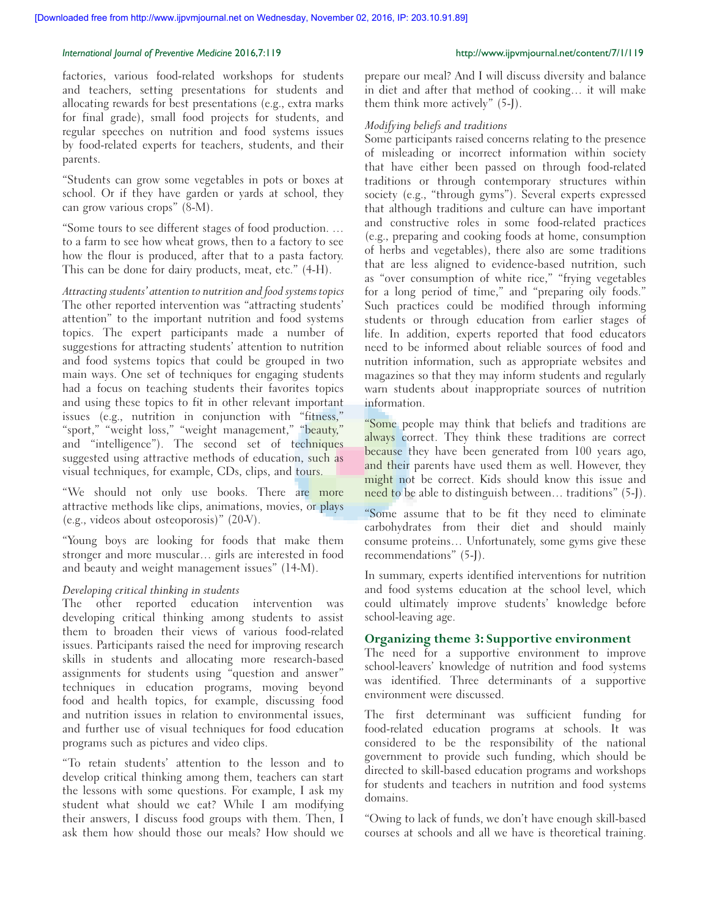factories, various food-related workshops for students and teachers, setting presentations for students and allocating rewards for best presentations (e.g., extra marks for final grade), small food projects for students, and regular speeches on nutrition and food systems issues by food-related experts for teachers, students, and their parents.

"Students can grow some vegetables in pots or boxes at school. Or if they have garden or yards at school, they can grow various crops" (8-M).

"Some tours to see different stages of food production. ... to a farm to see how wheat grows, then to a factory to see how the flour is produced, after that to a pasta factory. This can be done for dairy products, meat, etc." (4-H).

*Attracting students' attention to nutrition and food systems topics*

The other reported intervention was "attracting students' attention" to the important nutrition and food systems topics. The expert participants made a number of suggestions for attracting students' attention to nutrition and food systems topics that could be grouped in two main ways. One set of techniques for engaging students had a focus on teaching students their favorites topics and using these topics to fit in other relevant important issues (e.g., nutrition in conjunction with "fitness," "sport," "weight loss," "weight management," "beauty," and "intelligence"). The second set of techniques suggested using attractive methods of education, such as visual techniques, for example, CDs, clips, and tours.

"We should not only use books. There are more attractive methods like clips, animations, movies, or plays (e.g., videos about osteoporosis)" (20-V).

"Young boys are looking for foods that make them stronger and more muscular... girls are interested in food and beauty and weight management issues" (14-M).

*Developing critical thinking in students*

The other reported education intervention was developing critical thinking among students to assist them to broaden their views of various food-related issues. Participants raised the need for improving research skills in students and allocating more research-based assignments for students using "question and answer" techniques in education programs, moving beyond food and health topics, for example, discussing food and nutrition issues in relation to environmental issues, and further use of visual techniques for food education programs such as pictures and video clips.

"To retain students' attention to the lesson and to develop critical thinking among them, teachers can start the lessons with some questions. For example, I ask my student what should we eat? While I am modifying their answers, I discuss food groups with them. Then, I ask them how should those our meals? How should we prepare our meal? And I will discuss diversity and balance in diet and after that method of cooking... it will make them think more actively" (5-J).

*Modifying beliefs and traditions*

Some participants raised concerns relating to the presence of misleading or incorrect information within society that have either been passed on through food-related traditions or through contemporary structures within society (e.g., "through gyms"). Several experts expressed that although traditions and culture can have important and constructive roles in some food-related practices (e.g., preparing and cooking foods at home, consumption of herbs and vegetables), there also are some traditions that are less aligned to evidence-based nutrition, such as "over consumption of white rice," "frying vegetables for a long period of time," and "preparing oily foods." Such practices could be modified through informing students or through education from earlier stages of life. In addition, experts reported that food educators need to be informed about reliable sources of food and nutrition information, such as appropriate websites and magazines so that they may inform students and regularly warn students about inappropriate sources of nutrition information.

"Some people may think that beliefs and traditions are always correct. They think these traditions are correct because they have been generated from 100 years ago, and their parents have used them as well. However, they might not be correct. Kids should know this issue and need to be able to distinguish between... traditions" (5-J).

"Some assume that to be fit they need to eliminate carbohydrates from their diet and should mainly consume proteins... Unfortunately, some gyms give these recommendations" (5-J).

In summary, experts identified interventions for nutrition and food systems education at the school level, which could ultimately improve students' knowledge before school-leaving age.

## Organizing theme 3: Supportive environment

The need for a supportive environment to improve school-leavers' knowledge of nutrition and food systems was identified. Three determinants of a supportive environment were discussed.

The first determinant was sufficient funding for food-related education programs at schools. It was considered to be the responsibility of the national government to provide such funding, which should be directed to skill-based education programs and workshops for students and teachers in nutrition and food systems domains.

"Owing to lack of funds, we don't have enough skill-based courses at schools and all we have is theoretical training.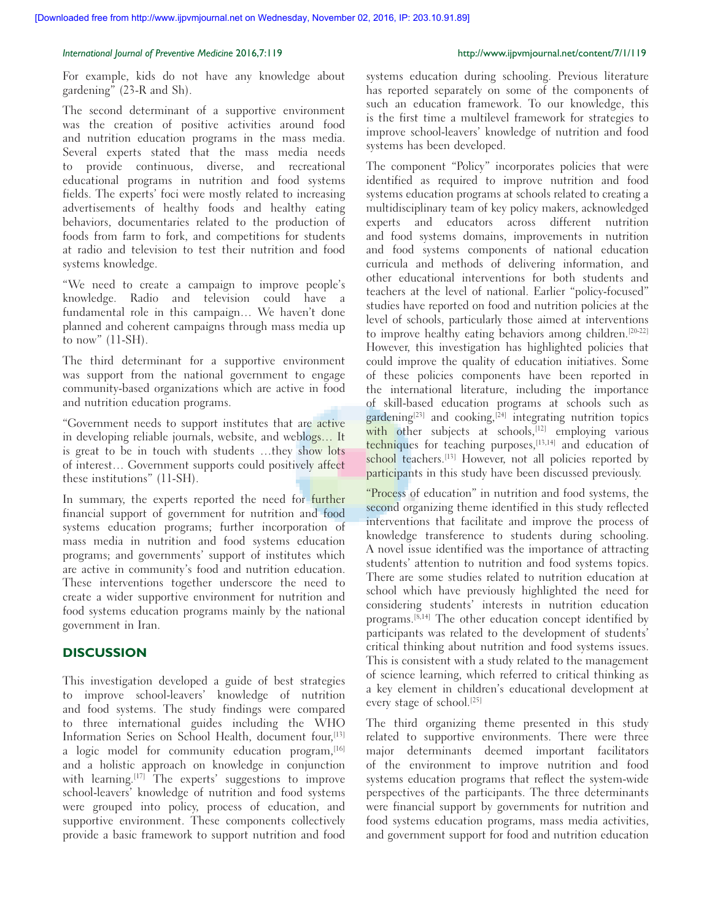For example, kids do not have any knowledge about gardening" (23-R and Sh).

The second determinant of a supportive environment was the creation of positive activities around food and nutrition education programs in the mass media. Several experts stated that the mass media needs to provide continuous, diverse, and recreational educational programs in nutrition and food systems fields. The experts' foci were mostly related to increasing advertisements of healthy foods and healthy eating behaviors, documentaries related to the production of foods from farm to fork, and competitions for students at radio and television to test their nutrition and food systems knowledge.

"We need to create a campaign to improve people's knowledge. Radio and television could have a fundamental role in this campaign… We haven't done planned and coherent campaigns through mass media up to now" (11-SH).

The third determinant for a supportive environment was support from the national government to engage community-based organizations which are active in food and nutrition education programs.

"Government needs to support institutes that are active in developing reliable journals, website, and weblogs… It is great to be in touch with students …they show lots of interest… Government supports could positively affect these institutions" (11-SH).

In summary, the experts reported the need for further financial support of government for nutrition and food systems education programs; further incorporation of mass media in nutrition and food systems education programs; and governments' support of institutes which are active in community's food and nutrition education. These interventions together underscore the need to create a wider supportive environment for nutrition and food systems education programs mainly by the national government in Iran.

## DISCUSSION

This investigation developed a guide of best strategies to improve school-leavers' knowledge of nutrition and food systems. The study findings were compared to three international guides including the WHO Information Series on School Health, document four,[13] a logic model for community education program,[16] and a holistic approach on knowledge in conjunction with learning.[17] The experts' suggestions to improve school-leavers' knowledge of nutrition and food systems were grouped into policy, process of education, and supportive environment. These components collectively provide a basic framework to support nutrition and food systems education during schooling. Previous literature has reported separately on some of the components of such an education framework. To our knowledge, this is the first time a multilevel framework for strategies to improve school-leavers' knowledge of nutrition and food systems has been developed.

The component "Policy" incorporates policies that were identified as required to improve nutrition and food systems education programs at schools related to creating a multidisciplinary team of key policy makers, acknowledged experts and educators across different nutrition and food systems domains, improvements in nutrition and food systems components of national education curricula and methods of delivering information, and other educational interventions for both students and teachers at the level of national. Earlier "policy-focused" studies have reported on food and nutrition policies at the level of schools, particularly those aimed at interventions to improve healthy eating behaviors among children.[20-22] However, this investigation has highlighted policies that could improve the quality of education initiatives. Some of these policies components have been reported in the international literature, including the importance of skill-based education programs at schools such as gardening[23] and cooking,[24] integrating nutrition topics with other subjects at schools,[12] employing various techniques for teaching purposes,[13,14] and education of school teachers.[13] However, not all policies reported by participants in this study have been discussed previously.

"Process of education" in nutrition and food systems, the second organizing theme identified in this study reflected interventions that facilitate and improve the process of knowledge transference to students during schooling. A novel issue identified was the importance of attracting students' attention to nutrition and food systems topics. There are some studies related to nutrition education at school which have previously highlighted the need for considering students' interests in nutrition education programs.[8,14] The other education concept identified by participants was related to the development of students' critical thinking about nutrition and food systems issues. This is consistent with a study related to the management of science learning, which referred to critical thinking as a key element in children's educational development at every stage of school.[25]

The third organizing theme presented in this study related to supportive environments. There were three major determinants deemed important facilitators of the environment to improve nutrition and food systems education programs that reflect the system-wide perspectives of the participants. The three determinants were financial support by governments for nutrition and food systems education programs, mass media activities, and government support for food and nutrition education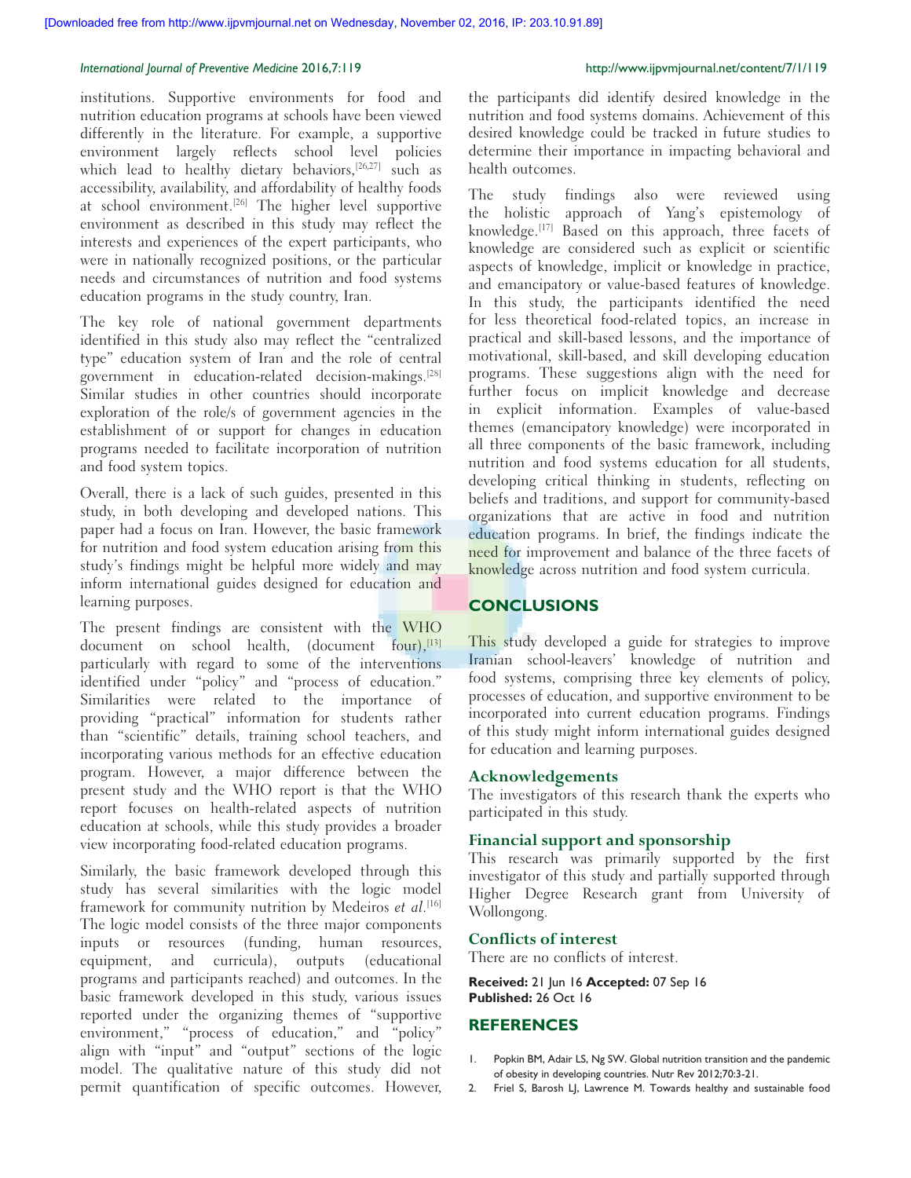institutions. Supportive environments for food and nutrition education programs at schools have been viewed differently in the literature. For example, a supportive environment largely reflects school level policies which lead to healthy dietary behaviors,[26,27] such as accessibility, availability, and affordability of healthy foods at school environment.[26] The higher level supportive environment as described in this study may reflect the interests and experiences of the expert participants, who were in nationally recognized positions, or the particular needs and circumstances of nutrition and food systems education programs in the study country, Iran.

The key role of national government departments identified in this study also may reflect the "centralized type" education system of Iran and the role of central government in education-related decision-makings.[28] Similar studies in other countries should incorporate exploration of the role/s of government agencies in the establishment of or support for changes in education programs needed to facilitate incorporation of nutrition and food system topics.

Overall, there is a lack of such guides, presented in this study, in both developing and developed nations. This paper had a focus on Iran. However, the basic framework for nutrition and food system education arising from this study's findings might be helpful more widely and may inform international guides designed for education and learning purposes.

The present findings are consistent with the WHO document on school health, (document four),[13] particularly with regard to some of the interventions identified under "policy" and "process of education." Similarities were related to the importance of providing "practical" information for students rather than "scientific" details, training school teachers, and incorporating various methods for an effective education program. However, a major difference between the present study and the WHO report is that the WHO report focuses on health-related aspects of nutrition education at schools, while this study provides a broader view incorporating food-related education programs.

Similarly, the basic framework developed through this study has several similarities with the logic model framework for community nutrition by Medeiros *et al*.[16] The logic model consists of the three major components inputs or resources (funding, human resources, equipment, and curricula), outputs (educational programs and participants reached) and outcomes. In the basic framework developed in this study, various issues reported under the organizing themes of "supportive environment," "process of education," and "policy" align with "input" and "output" sections of the logic model. The qualitative nature of this study did not permit quantification of specific outcomes. However, the participants did identify desired knowledge in the nutrition and food systems domains. Achievement of this desired knowledge could be tracked in future studies to determine their importance in impacting behavioral and health outcomes.

The study findings also were reviewed using the holistic approach of Yang's epistemology of knowledge.[17] Based on this approach, three facets of knowledge are considered such as explicit or scientific aspects of knowledge, implicit or knowledge in practice, and emancipatory or value-based features of knowledge. In this study, the participants identified the need for less theoretical food-related topics, an increase in practical and skill-based lessons, and the importance of motivational, skill-based, and skill developing education programs. These suggestions align with the need for further focus on implicit knowledge and decrease in explicit information. Examples of value-based themes (emancipatory knowledge) were incorporated in all three components of the basic framework, including nutrition and food systems education for all students, developing critical thinking in students, reflecting on beliefs and traditions, and support for community-based organizations that are active in food and nutrition education programs. In brief, the findings indicate the need for improvement and balance of the three facets of knowledge across nutrition and food system curricula.

## CONCLUSIONS

This study developed a guide for strategies to improve Iranian school-leavers' knowledge of nutrition and food systems, comprising three key elements of policy, processes of education, and supportive environment to be incorporated into current education programs. Findings of this study might inform international guides designed for education and learning purposes.

### Acknowledgements

The investigators of this research thank the experts who participated in this study.

### Financial support and sponsorship

This research was primarily supported by the first investigator of this study and partially supported through Higher Degree Research grant from University of Wollongong.

### Conflicts of interest

There are no conflicts of interest.

**Received:** 21 Jun 16 **Accepted:** 07 Sep 16
**Published:** 26 Oct 16

## REFERENCES

1. Popkin BM, Adair LS, Ng SW. Global nutrition transition and the pandemic of obesity in developing countries. Nutr Rev 2012;70:3-21.
2. Friel S, Barosh LJ, Lawrence M. Towards healthy and sustainable food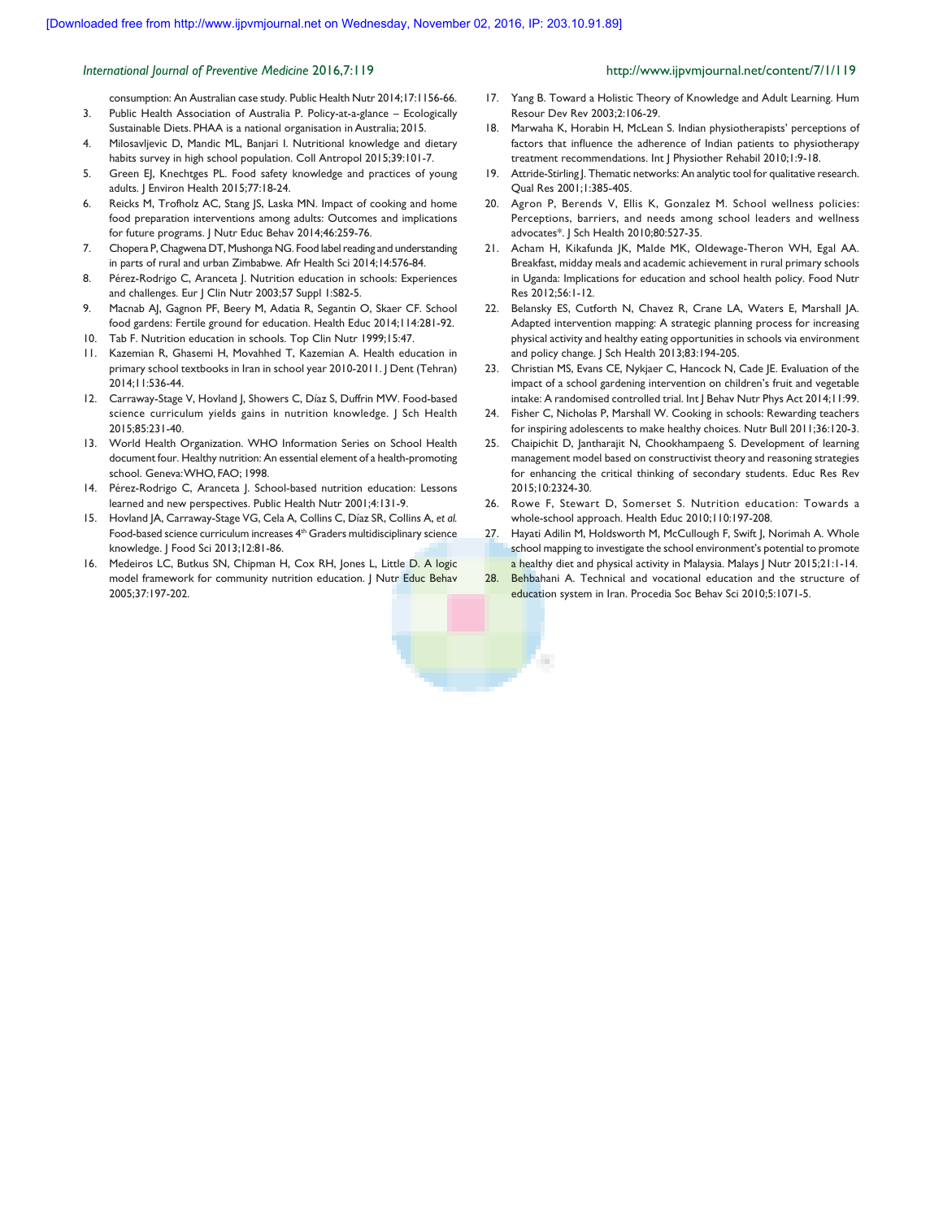consumption: An Australian case study. Public Health Nutr 2014;17:1156-66.
3. Public Health Association of Australia P. Policy-at-a-glance – Ecologically Sustainable Diets. PHAA is a national organisation in Australia; 2015.
4. Milosavljevic D, Mandic ML, Banjari I. Nutritional knowledge and dietary habits survey in high school population. Coll Antropol 2015;39:101-7.
5. Green EJ, Knechtges PL. Food safety knowledge and practices of young adults. J Environ Health 2015;77:18-24.
6. Reicks M, Trofholz AC, Stang JS, Laska MN. Impact of cooking and home food preparation interventions among adults: Outcomes and implications for future programs. J Nutr Educ Behav 2014;46:259-76.
7. Chopera P, Chagwena DT, Mushonga NG. Food label reading and understanding in parts of rural and urban Zimbabwe. Afr Health Sci 2014;14:576-84.
8. Pérez-Rodrigo C, Aranceta J. Nutrition education in schools: Experiences and challenges. Eur J Clin Nutr 2003;57 Suppl 1:S82-5.
9. Macnab AJ, Gagnon PF, Beery M, Adatia R, Segantin O, Skaer CF. School food gardens: Fertile ground for education. Health Educ 2014;114:281-92.
10. Tab F. Nutrition education in schools. Top Clin Nutr 1999;15:47.
11. Kazemian R, Ghasemi H, Movahhed T, Kazemian A. Health education in primary school textbooks in Iran in school year 2010-2011. J Dent (Tehran) 2014;11:536-44.
12. Carraway-Stage V, Hovland J, Showers C, Díaz S, Duffrin MW. Food-based science curriculum yields gains in nutrition knowledge. J Sch Health 2015;85:231-40.
13. World Health Organization. WHO Information Series on School Health document four. Healthy nutrition: An essential element of a health-promoting school. Geneva: WHO, FAO; 1998.
14. Pérez-Rodrigo C, Aranceta J. School-based nutrition education: Lessons learned and new perspectives. Public Health Nutr 2001;4:131-9.
15. Hovland JA, Carraway-Stage VG, Cela A, Collins C, Díaz SR, Collins A, *et al.* Food-based science curriculum increases 4th Graders multidisciplinary science knowledge. J Food Sci 2013;12:81-86.
16. Medeiros LC, Butkus SN, Chipman H, Cox RH, Jones L, Little D. A logic model framework for community nutrition education. J Nutr Educ Behav 2005;37:197-202.
17. Yang B. Toward a Holistic Theory of Knowledge and Adult Learning. Hum Resour Dev Rev 2003;2:106-29.
18. Marwaha K, Horabin H, McLean S. Indian physiotherapists' perceptions of factors that influence the adherence of Indian patients to physiotherapy treatment recommendations. Int J Physiother Rehabil 2010;1:9-18.
19. Attride-Stirling J. Thematic networks: An analytic tool for qualitative research. Qual Res 2001;1:385-405.
20. Agron P, Berends V, Ellis K, Gonzalez M. School wellness policies: Perceptions, barriers, and needs among school leaders and wellness advocates*. J Sch Health 2010;80:527-35.
21. Acham H, Kikafunda JK, Malde MK, Oldewage-Theron WH, Egal AA. Breakfast, midday meals and academic achievement in rural primary schools in Uganda: Implications for education and school health policy. Food Nutr Res 2012;56:1-12.
22. Belansky ES, Cutforth N, Chavez R, Crane LA, Waters E, Marshall JA. Adapted intervention mapping: A strategic planning process for increasing physical activity and healthy eating opportunities in schools via environment and policy change. J Sch Health 2013;83:194-205.
23. Christian MS, Evans CE, Nykjaer C, Hancock N, Cade JE. Evaluation of the impact of a school gardening intervention on children's fruit and vegetable intake: A randomised controlled trial. Int J Behav Nutr Phys Act 2014;11:99.
24. Fisher C, Nicholas P, Marshall W. Cooking in schools: Rewarding teachers for inspiring adolescents to make healthy choices. Nutr Bull 2011;36:120-3.
25. Chaipichit D, Jantharajit N, Chookhampaeng S. Development of learning management model based on constructivist theory and reasoning strategies for enhancing the critical thinking of secondary students. Educ Res Rev 2015;10:2324-30.
26. Rowe F, Stewart D, Somerset S. Nutrition education: Towards a whole-school approach. Health Educ 2010;110:197-208.
27. Hayati Adilin M, Holdsworth M, McCullough F, Swift J, Norimah A. Whole school mapping to investigate the school environment's potential to promote a healthy diet and physical activity in Malaysia. Malays J Nutr 2015;21:1-14.
28. Behbahani A. Technical and vocational education and the structure of education system in Iran. Procedia Soc Behav Sci 2010;5:1071-5.